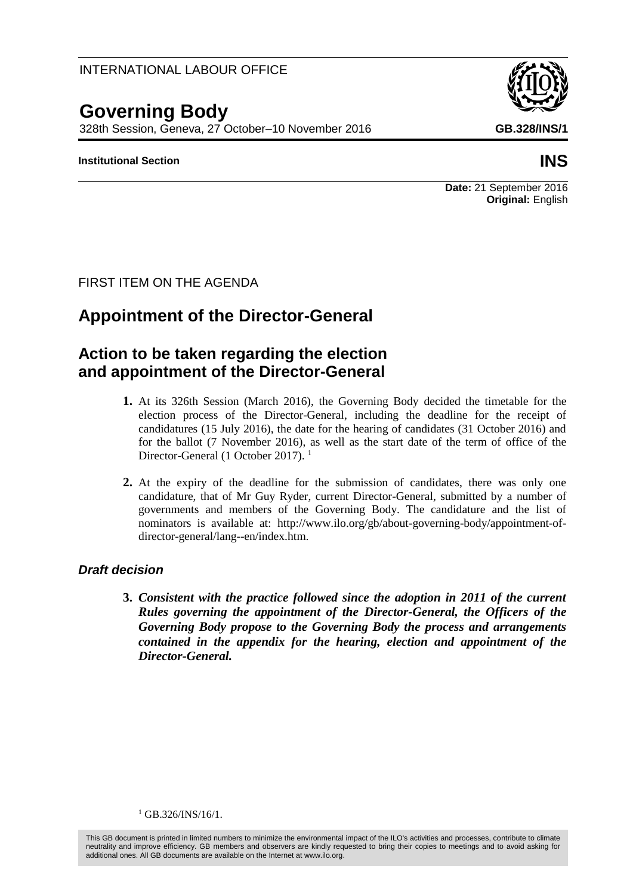INTERNATIONAL LABOUR OFFICE

# Governing Body

328th Session, Geneva, 27 October–10 November 2016

**GB.328/INS/1**

**Institutional Section**

**INS**

**Date:** 21 September 2016
**Original:** English

FIRST ITEM ON THE AGENDA

## Appointment of the Director-General

## Action to be taken regarding the election and appointment of the Director-General

**1.** At its 326th Session (March 2016), the Governing Body decided the timetable for the election process of the Director-General, including the deadline for the receipt of candidatures (15 July 2016), the date for the hearing of candidates (31 October 2016) and for the ballot (7 November 2016), as well as the start date of the term of office of the Director-General (1 October 2017).[1]

**2.** At the expiry of the deadline for the submission of candidates, there was only one candidature, that of Mr Guy Ryder, current Director-General, submitted by a number of governments and members of the Governing Body. The candidature and the list of nominators is available at: http://www.ilo.org/gb/about-governing-body/appointment-of-director-general/lang--en/index.htm.

### *Draft decision*

**3.** ***Consistent with the practice followed since the adoption in 2011 of the current Rules governing the appointment of the Director-General, the Officers of the Governing Body propose to the Governing Body the process and arrangements contained in the appendix for the hearing, election and appointment of the Director-General.***

[1] GB.326/INS/16/1.

This GB document is printed in limited numbers to minimize the environmental impact of the ILO's activities and processes, contribute to climate neutrality and improve efficiency. GB members and observers are kindly requested to bring their copies to meetings and to avoid asking for additional ones. All GB documents are available on the Internet at www.ilo.org.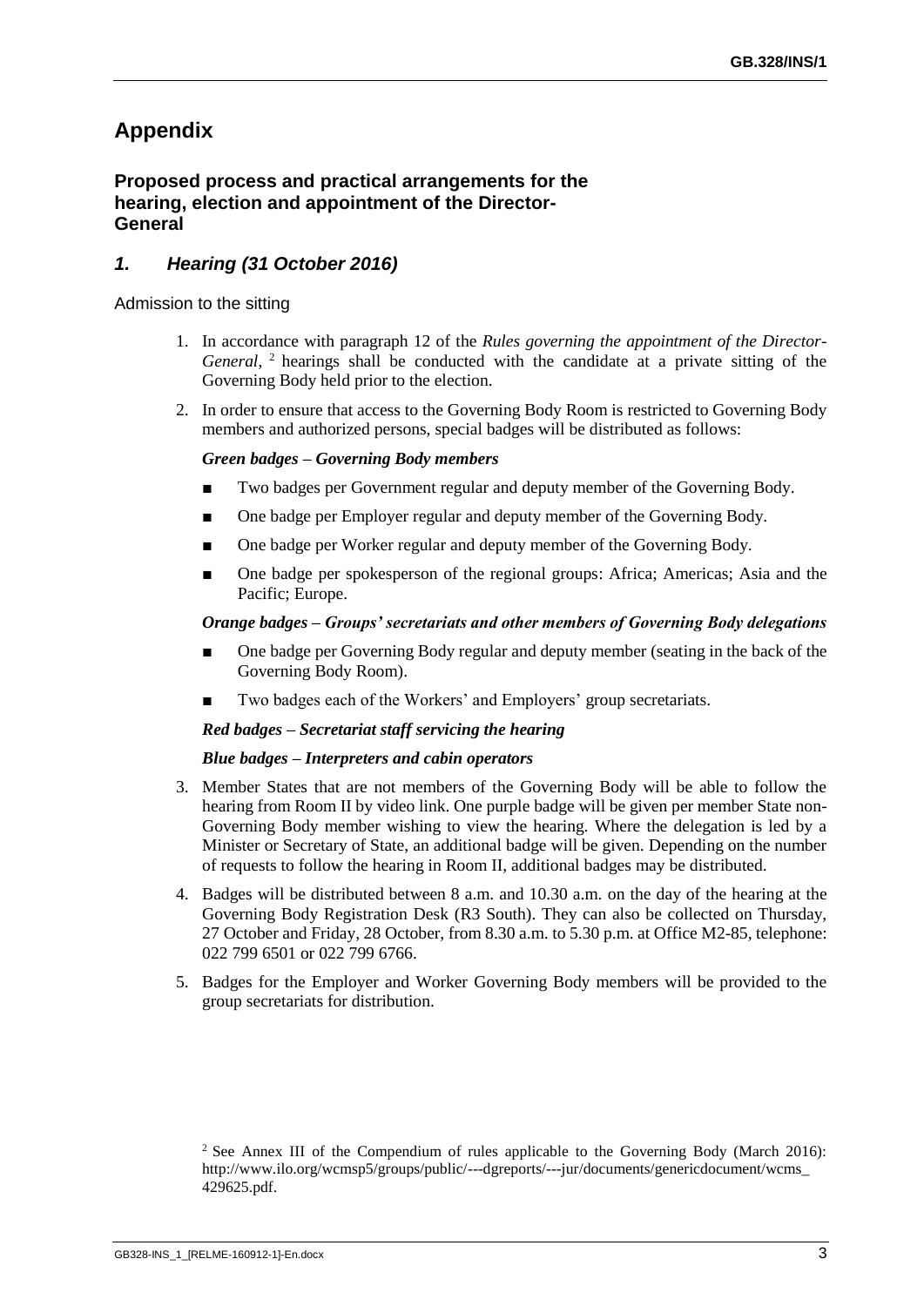# Appendix

## Proposed process and practical arrangements for the hearing, election and appointment of the Director-General

### *1. Hearing (31 October 2016)*

Admission to the sitting

1. In accordance with paragraph 12 of the *Rules governing the appointment of the Director-General*, [2] hearings shall be conducted with the candidate at a private sitting of the Governing Body held prior to the election.

2. In order to ensure that access to the Governing Body Room is restricted to Governing Body members and authorized persons, special badges will be distributed as follows:

   ***Green badges – Governing Body members***

   - Two badges per Government regular and deputy member of the Governing Body.
   - One badge per Employer regular and deputy member of the Governing Body.
   - One badge per Worker regular and deputy member of the Governing Body.
   - One badge per spokesperson of the regional groups: Africa; Americas; Asia and the Pacific; Europe.

   ***Orange badges – Groups' secretariats and other members of Governing Body delegations***

   - One badge per Governing Body regular and deputy member (seating in the back of the Governing Body Room).
   - Two badges each of the Workers' and Employers' group secretariats.

   ***Red badges – Secretariat staff servicing the hearing***

   ***Blue badges – Interpreters and cabin operators***

3. Member States that are not members of the Governing Body will be able to follow the hearing from Room II by video link. One purple badge will be given per member State non-Governing Body member wishing to view the hearing. Where the delegation is led by a Minister or Secretary of State, an additional badge will be given. Depending on the number of requests to follow the hearing in Room II, additional badges may be distributed.

4. Badges will be distributed between 8 a.m. and 10.30 a.m. on the day of the hearing at the Governing Body Registration Desk (R3 South). They can also be collected on Thursday, 27 October and Friday, 28 October, from 8.30 a.m. to 5.30 p.m. at Office M2-85, telephone: 022 799 6501 or 022 799 6766.

5. Badges for the Employer and Worker Governing Body members will be provided to the group secretariats for distribution.

[2] See Annex III of the Compendium of rules applicable to the Governing Body (March 2016): http://www.ilo.org/wcmsp5/groups/public/---dgreports/---jur/documents/genericdocument/wcms_429625.pdf.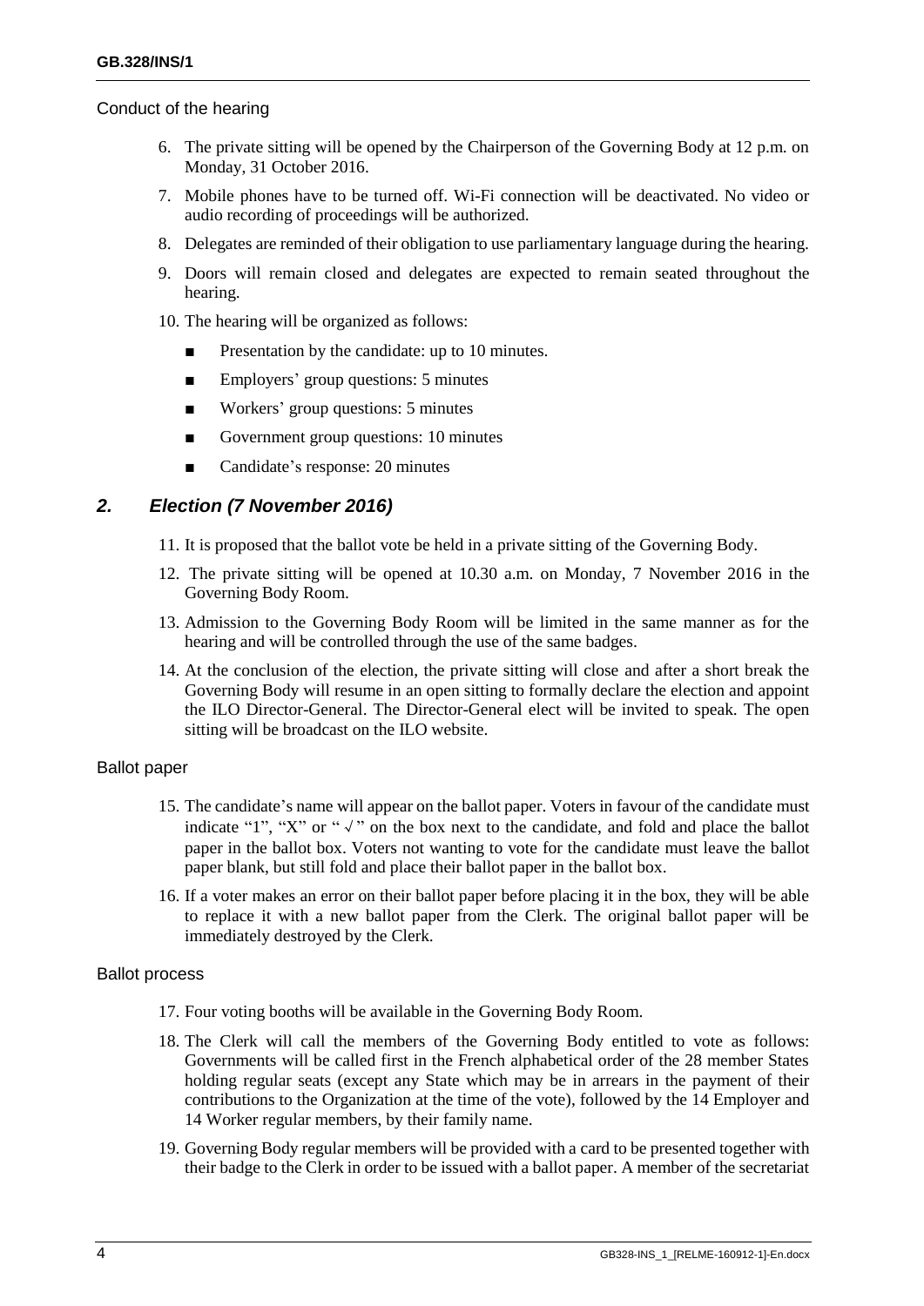Conduct of the hearing

6. The private sitting will be opened by the Chairperson of the Governing Body at 12 p.m. on Monday, 31 October 2016.

7. Mobile phones have to be turned off. Wi-Fi connection will be deactivated. No video or audio recording of proceedings will be authorized.

8. Delegates are reminded of their obligation to use parliamentary language during the hearing.

9. Doors will remain closed and delegates are expected to remain seated throughout the hearing.

10. The hearing will be organized as follows:

   - Presentation by the candidate: up to 10 minutes.
   - Employers' group questions: 5 minutes
   - Workers' group questions: 5 minutes
   - Government group questions: 10 minutes
   - Candidate's response: 20 minutes

## *2. Election (7 November 2016)*

11. It is proposed that the ballot vote be held in a private sitting of the Governing Body.

12. The private sitting will be opened at 10.30 a.m. on Monday, 7 November 2016 in the Governing Body Room.

13. Admission to the Governing Body Room will be limited in the same manner as for the hearing and will be controlled through the use of the same badges.

14. At the conclusion of the election, the private sitting will close and after a short break the Governing Body will resume in an open sitting to formally declare the election and appoint the ILO Director-General. The Director-General elect will be invited to speak. The open sitting will be broadcast on the ILO website.

Ballot paper

15. The candidate's name will appear on the ballot paper. Voters in favour of the candidate must indicate "1", "X" or " √ " on the box next to the candidate, and fold and place the ballot paper in the ballot box. Voters not wanting to vote for the candidate must leave the ballot paper blank, but still fold and place their ballot paper in the ballot box.

16. If a voter makes an error on their ballot paper before placing it in the box, they will be able to replace it with a new ballot paper from the Clerk. The original ballot paper will be immediately destroyed by the Clerk.

Ballot process

17. Four voting booths will be available in the Governing Body Room.

18. The Clerk will call the members of the Governing Body entitled to vote as follows: Governments will be called first in the French alphabetical order of the 28 member States holding regular seats (except any State which may be in arrears in the payment of their contributions to the Organization at the time of the vote), followed by the 14 Employer and 14 Worker regular members, by their family name.

19. Governing Body regular members will be provided with a card to be presented together with their badge to the Clerk in order to be issued with a ballot paper. A member of the secretariat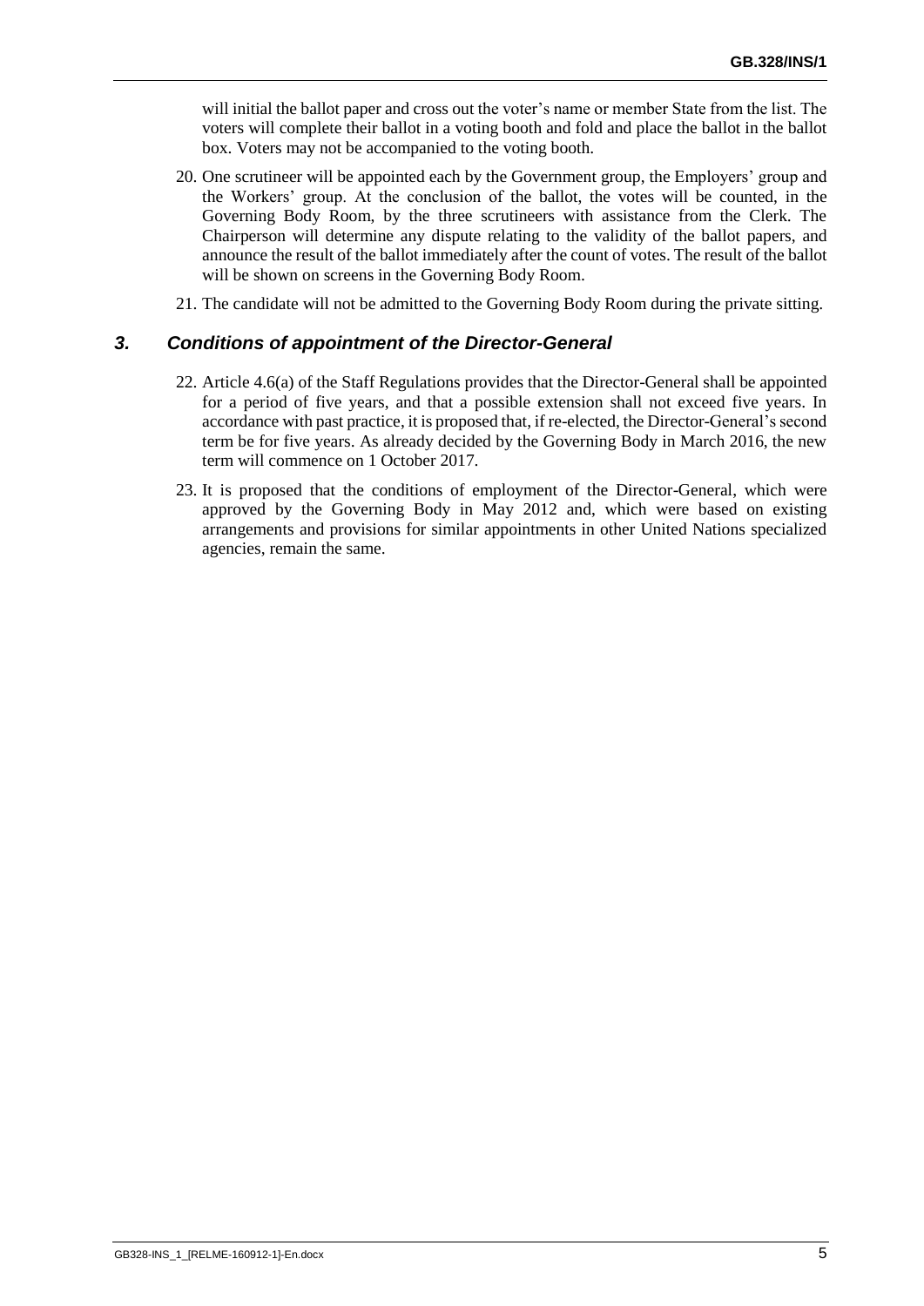will initial the ballot paper and cross out the voter's name or member State from the list. The voters will complete their ballot in a voting booth and fold and place the ballot in the ballot box. Voters may not be accompanied to the voting booth.

20. One scrutineer will be appointed each by the Government group, the Employers' group and the Workers' group. At the conclusion of the ballot, the votes will be counted, in the Governing Body Room, by the three scrutineers with assistance from the Clerk. The Chairperson will determine any dispute relating to the validity of the ballot papers, and announce the result of the ballot immediately after the count of votes. The result of the ballot will be shown on screens in the Governing Body Room.

21. The candidate will not be admitted to the Governing Body Room during the private sitting.

### *3. Conditions of appointment of the Director-General*

22. Article 4.6(a) of the Staff Regulations provides that the Director-General shall be appointed for a period of five years, and that a possible extension shall not exceed five years. In accordance with past practice, it is proposed that, if re-elected, the Director-General's second term be for five years. As already decided by the Governing Body in March 2016, the new term will commence on 1 October 2017.

23. It is proposed that the conditions of employment of the Director-General, which were approved by the Governing Body in May 2012 and, which were based on existing arrangements and provisions for similar appointments in other United Nations specialized agencies, remain the same.